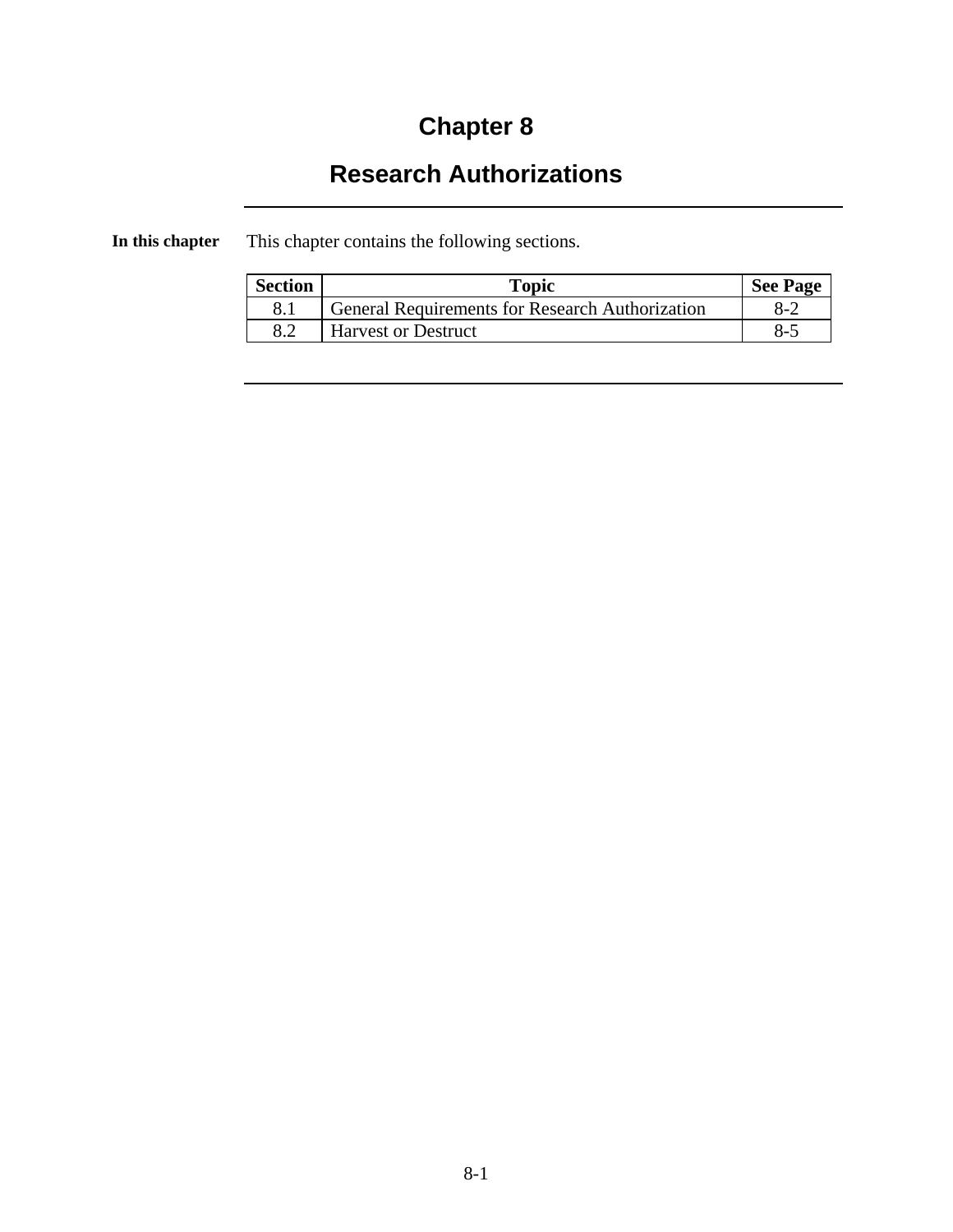# Chapter 8

# Research Authorizations

**In this chapter**

This chapter contains the following sections.

| Section | Topic | See Page |
| --- | --- | --- |
| 8.1 | General Requirements for Research Authorization | 8-2 |
| 8.2 | Harvest or Destruct | 8-5 |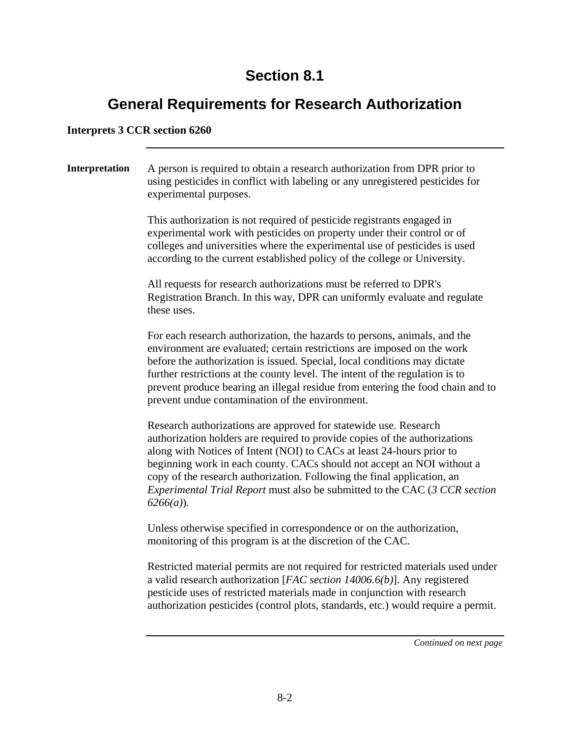# Section 8.1

## General Requirements for Research Authorization

**Interprets 3 CCR section 6260**

---

**Interpretation**

A person is required to obtain a research authorization from DPR prior to using pesticides in conflict with labeling or any unregistered pesticides for experimental purposes.

This authorization is not required of pesticide registrants engaged in experimental work with pesticides on property under their control or of colleges and universities where the experimental use of pesticides is used according to the current established policy of the college or University.

All requests for research authorizations must be referred to DPR's Registration Branch. In this way, DPR can uniformly evaluate and regulate these uses.

For each research authorization, the hazards to persons, animals, and the environment are evaluated; certain restrictions are imposed on the work before the authorization is issued. Special, local conditions may dictate further restrictions at the county level. The intent of the regulation is to prevent produce bearing an illegal residue from entering the food chain and to prevent undue contamination of the environment.

Research authorizations are approved for statewide use. Research authorization holders are required to provide copies of the authorizations along with Notices of Intent (NOI) to CACs at least 24-hours prior to beginning work in each county. CACs should not accept an NOI without a copy of the research authorization. Following the final application, an *Experimental Trial Report* must also be submitted to the CAC (*3 CCR section 6266(a)*).

Unless otherwise specified in correspondence or on the authorization, monitoring of this program is at the discretion of the CAC.

Restricted material permits are not required for restricted materials used under a valid research authorization [*FAC section 14006.6(b)*]. Any registered pesticide uses of restricted materials made in conjunction with research authorization pesticides (control plots, standards, etc.) would require a permit.

---

*Continued on next page*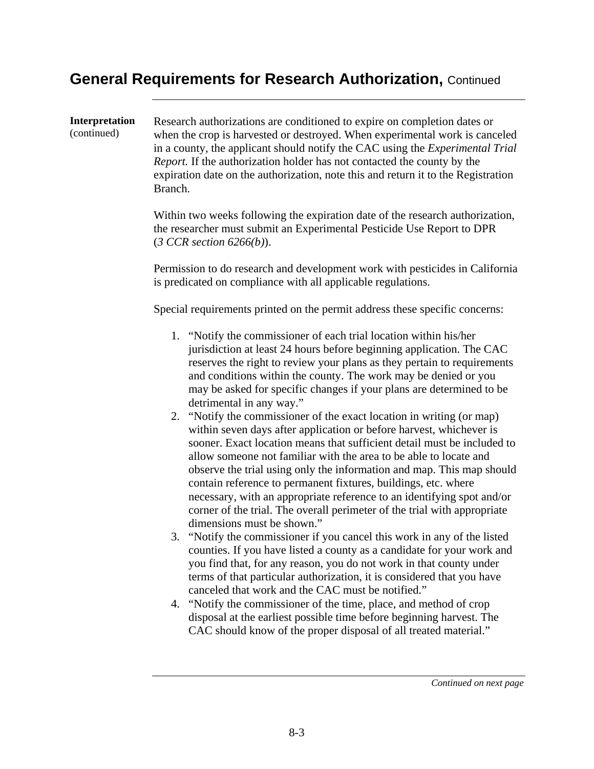## General Requirements for Research Authorization, Continued

**Interpretation** (continued)

Research authorizations are conditioned to expire on completion dates or when the crop is harvested or destroyed. When experimental work is canceled in a county, the applicant should notify the CAC using the *Experimental Trial Report.* If the authorization holder has not contacted the county by the expiration date on the authorization, note this and return it to the Registration Branch.

Within two weeks following the expiration date of the research authorization, the researcher must submit an Experimental Pesticide Use Report to DPR (*3 CCR section 6266(b)*).

Permission to do research and development work with pesticides in California is predicated on compliance with all applicable regulations.

Special requirements printed on the permit address these specific concerns:

1. "Notify the commissioner of each trial location within his/her jurisdiction at least 24 hours before beginning application. The CAC reserves the right to review your plans as they pertain to requirements and conditions within the county. The work may be denied or you may be asked for specific changes if your plans are determined to be detrimental in any way."
2. "Notify the commissioner of the exact location in writing (or map) within seven days after application or before harvest, whichever is sooner. Exact location means that sufficient detail must be included to allow someone not familiar with the area to be able to locate and observe the trial using only the information and map. This map should contain reference to permanent fixtures, buildings, etc. where necessary, with an appropriate reference to an identifying spot and/or corner of the trial. The overall perimeter of the trial with appropriate dimensions must be shown."
3. "Notify the commissioner if you cancel this work in any of the listed counties. If you have listed a county as a candidate for your work and you find that, for any reason, you do not work in that county under terms of that particular authorization, it is considered that you have canceled that work and the CAC must be notified."
4. "Notify the commissioner of the time, place, and method of crop disposal at the earliest possible time before beginning harvest. The CAC should know of the proper disposal of all treated material."

*Continued on next page*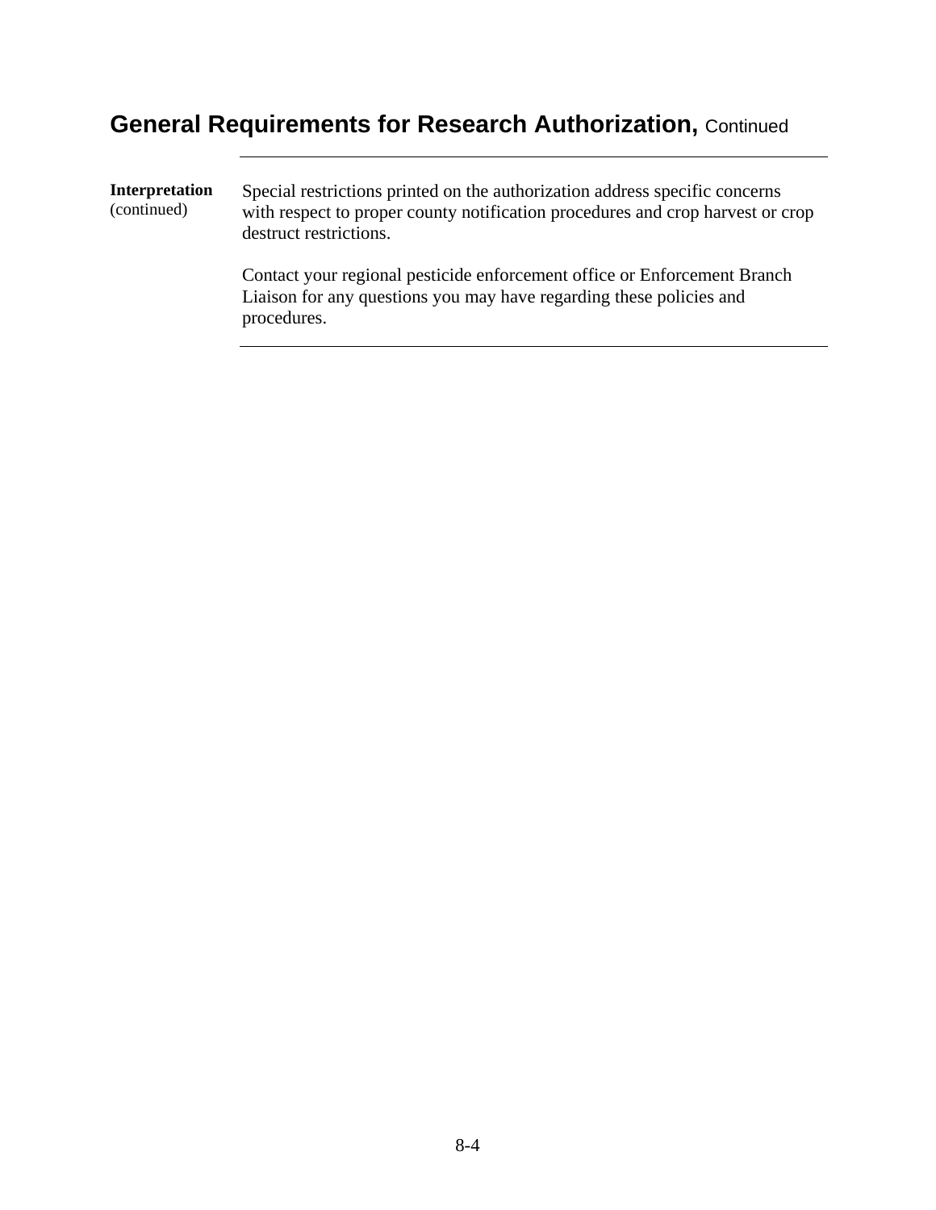## General Requirements for Research Authorization, Continued

**Interpretation** (continued)

Special restrictions printed on the authorization address specific concerns with respect to proper county notification procedures and crop harvest or crop destruct restrictions.

Contact your regional pesticide enforcement office or Enforcement Branch Liaison for any questions you may have regarding these policies and procedures.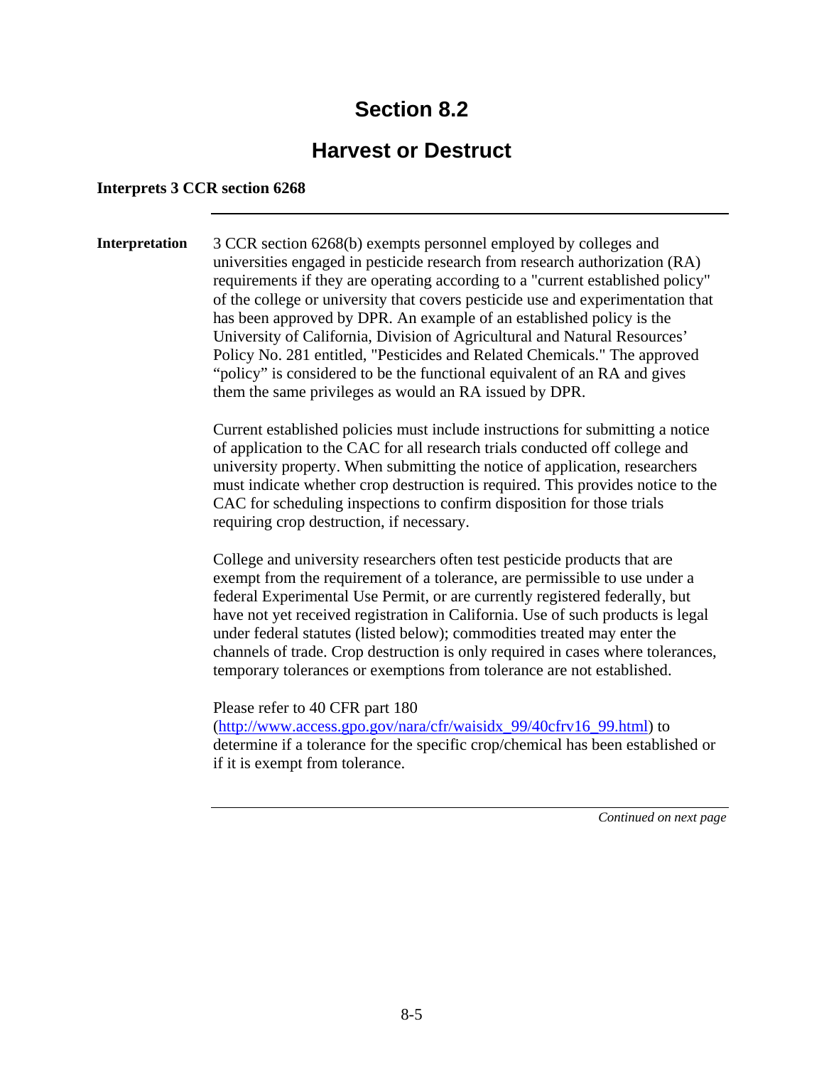# Section 8.2

## Harvest or Destruct

**Interprets 3 CCR section 6268**

---

**Interpretation**

3 CCR section 6268(b) exempts personnel employed by colleges and universities engaged in pesticide research from research authorization (RA) requirements if they are operating according to a "current established policy" of the college or university that covers pesticide use and experimentation that has been approved by DPR. An example of an established policy is the University of California, Division of Agricultural and Natural Resources' Policy No. 281 entitled, "Pesticides and Related Chemicals." The approved "policy" is considered to be the functional equivalent of an RA and gives them the same privileges as would an RA issued by DPR.

Current established policies must include instructions for submitting a notice of application to the CAC for all research trials conducted off college and university property. When submitting the notice of application, researchers must indicate whether crop destruction is required. This provides notice to the CAC for scheduling inspections to confirm disposition for those trials requiring crop destruction, if necessary.

College and university researchers often test pesticide products that are exempt from the requirement of a tolerance, are permissible to use under a federal Experimental Use Permit, or are currently registered federally, but have not yet received registration in California. Use of such products is legal under federal statutes (listed below); commodities treated may enter the channels of trade. Crop destruction is only required in cases where tolerances, temporary tolerances or exemptions from tolerance are not established.

Please refer to 40 CFR part 180 ([http://www.access.gpo.gov/nara/cfr/waisidx_99/40cfrv16_99.html](http://www.access.gpo.gov/nara/cfr/waisidx_99/40cfrv16_99.html)) to determine if a tolerance for the specific crop/chemical has been established or if it is exempt from tolerance.

*Continued on next page*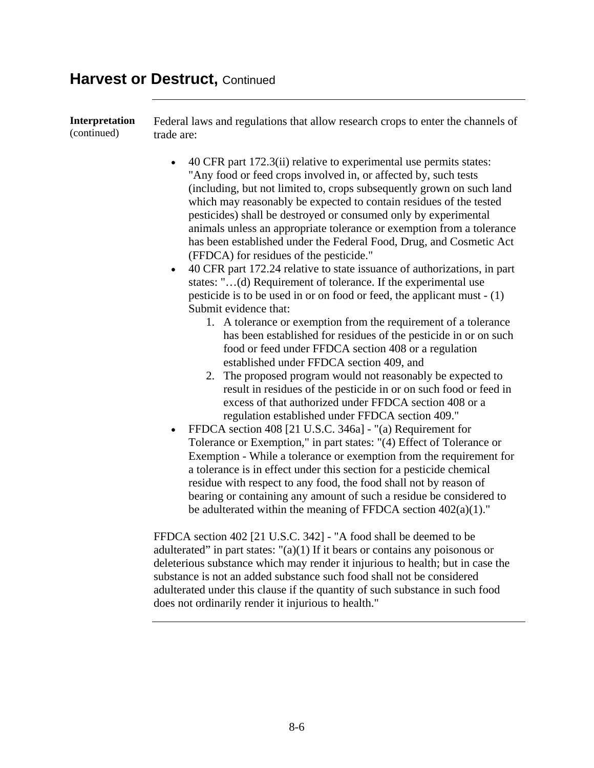## Harvest or Destruct, Continued

**Interpretation** (continued)

Federal laws and regulations that allow research crops to enter the channels of trade are:

- 40 CFR part 172.3(ii) relative to experimental use permits states: "Any food or feed crops involved in, or affected by, such tests (including, but not limited to, crops subsequently grown on such land which may reasonably be expected to contain residues of the tested pesticides) shall be destroyed or consumed only by experimental animals unless an appropriate tolerance or exemption from a tolerance has been established under the Federal Food, Drug, and Cosmetic Act (FFDCA) for residues of the pesticide."
- 40 CFR part 172.24 relative to state issuance of authorizations, in part states: "…(d) Requirement of tolerance. If the experimental use pesticide is to be used in or on food or feed, the applicant must - (1) Submit evidence that:
    1. A tolerance or exemption from the requirement of a tolerance has been established for residues of the pesticide in or on such food or feed under FFDCA section 408 or a regulation established under FFDCA section 409, and
    2. The proposed program would not reasonably be expected to result in residues of the pesticide in or on such food or feed in excess of that authorized under FFDCA section 408 or a regulation established under FFDCA section 409."
- FFDCA section 408 [21 U.S.C. 346a] - "(a) Requirement for Tolerance or Exemption," in part states: "(4) Effect of Tolerance or Exemption - While a tolerance or exemption from the requirement for a tolerance is in effect under this section for a pesticide chemical residue with respect to any food, the food shall not by reason of bearing or containing any amount of such a residue be considered to be adulterated within the meaning of FFDCA section 402(a)(1)."

FFDCA section 402 [21 U.S.C. 342] - "A food shall be deemed to be adulterated" in part states: "(a)(1) If it bears or contains any poisonous or deleterious substance which may render it injurious to health; but in case the substance is not an added substance such food shall not be considered adulterated under this clause if the quantity of such substance in such food does not ordinarily render it injurious to health."